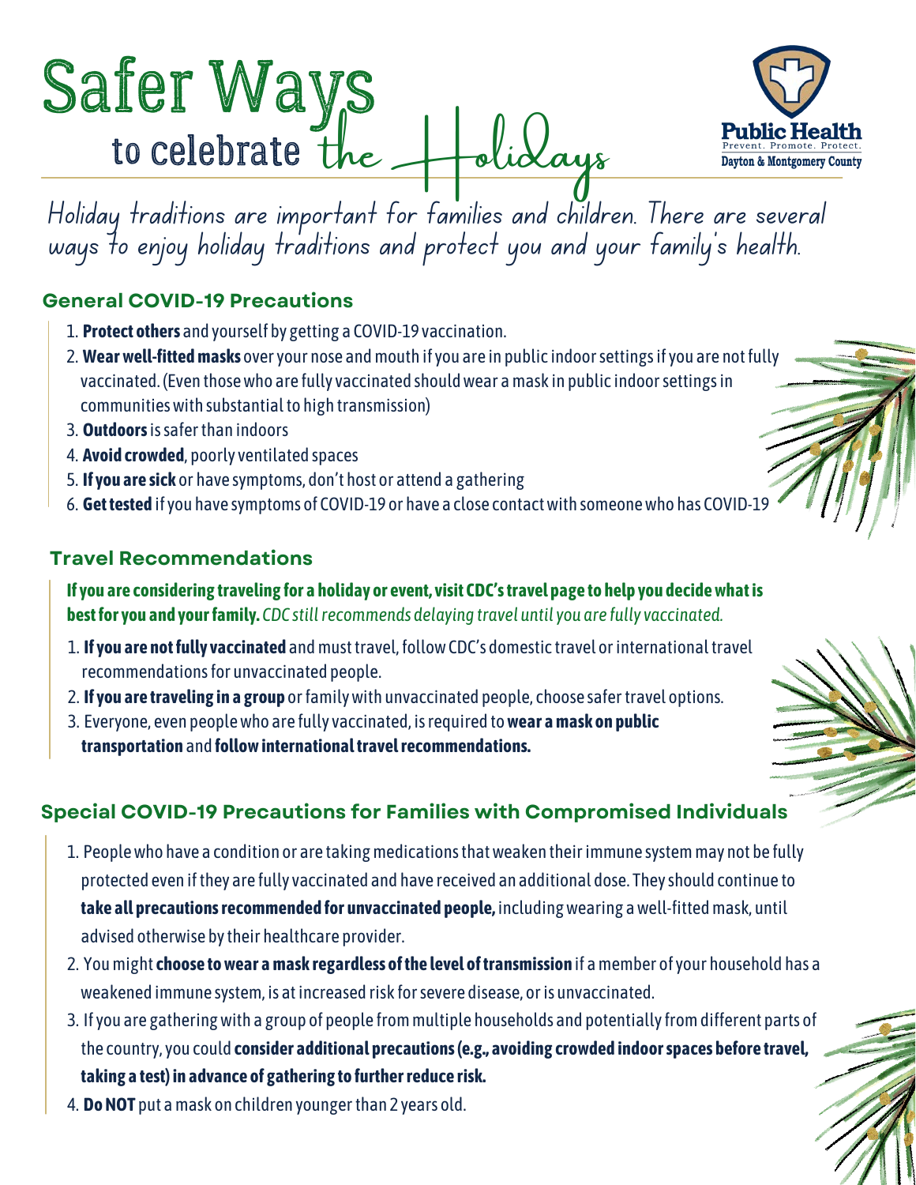# Safer Ways to celebrate the Holidays

Public Health
Prevent. Promote. Protect.
Dayton & Montgomery County

Holiday traditions are important for families and children. There are several ways to enjoy holiday traditions and protect you and your family's health.

## General COVID-19 Precautions

1. **Protect others** and yourself by getting a COVID-19 vaccination.
2. **Wear well-fitted masks** over your nose and mouth if you are in public indoor settings if you are not fully vaccinated. (Even those who are fully vaccinated should wear a mask in public indoor settings in communities with substantial to high transmission)
3. **Outdoors** is safer than indoors
4. **Avoid crowded**, poorly ventilated spaces
5. **If you are sick** or have symptoms, don't host or attend a gathering
6. **Get tested** if you have symptoms of COVID-19 or have a close contact with someone who has COVID-19

## Travel Recommendations

**If you are considering traveling for a holiday or event, visit CDC's travel page to help you decide what is best for you and your family.** *CDC still recommends delaying travel until you are fully vaccinated.*

1. **If you are not fully vaccinated** and must travel, follow CDC's domestic travel or international travel recommendations for unvaccinated people.
2. **If you are traveling in a group** or family with unvaccinated people, choose safer travel options.
3. Everyone, even people who are fully vaccinated, is required to **wear a mask on public transportation** and **follow international travel recommendations.**

## Special COVID-19 Precautions for Families with Compromised Individuals

1. People who have a condition or are taking medications that weaken their immune system may not be fully protected even if they are fully vaccinated and have received an additional dose. They should continue to **take all precautions recommended for unvaccinated people,** including wearing a well-fitted mask, until advised otherwise by their healthcare provider.
2. You might **choose to wear a mask regardless of the level of transmission** if a member of your household has a weakened immune system, is at increased risk for severe disease, or is unvaccinated.
3. If you are gathering with a group of people from multiple households and potentially from different parts of the country, you could **consider additional precautions (e.g., avoiding crowded indoor spaces before travel, taking a test) in advance of gathering to further reduce risk.**
4. **Do NOT** put a mask on children younger than 2 years old.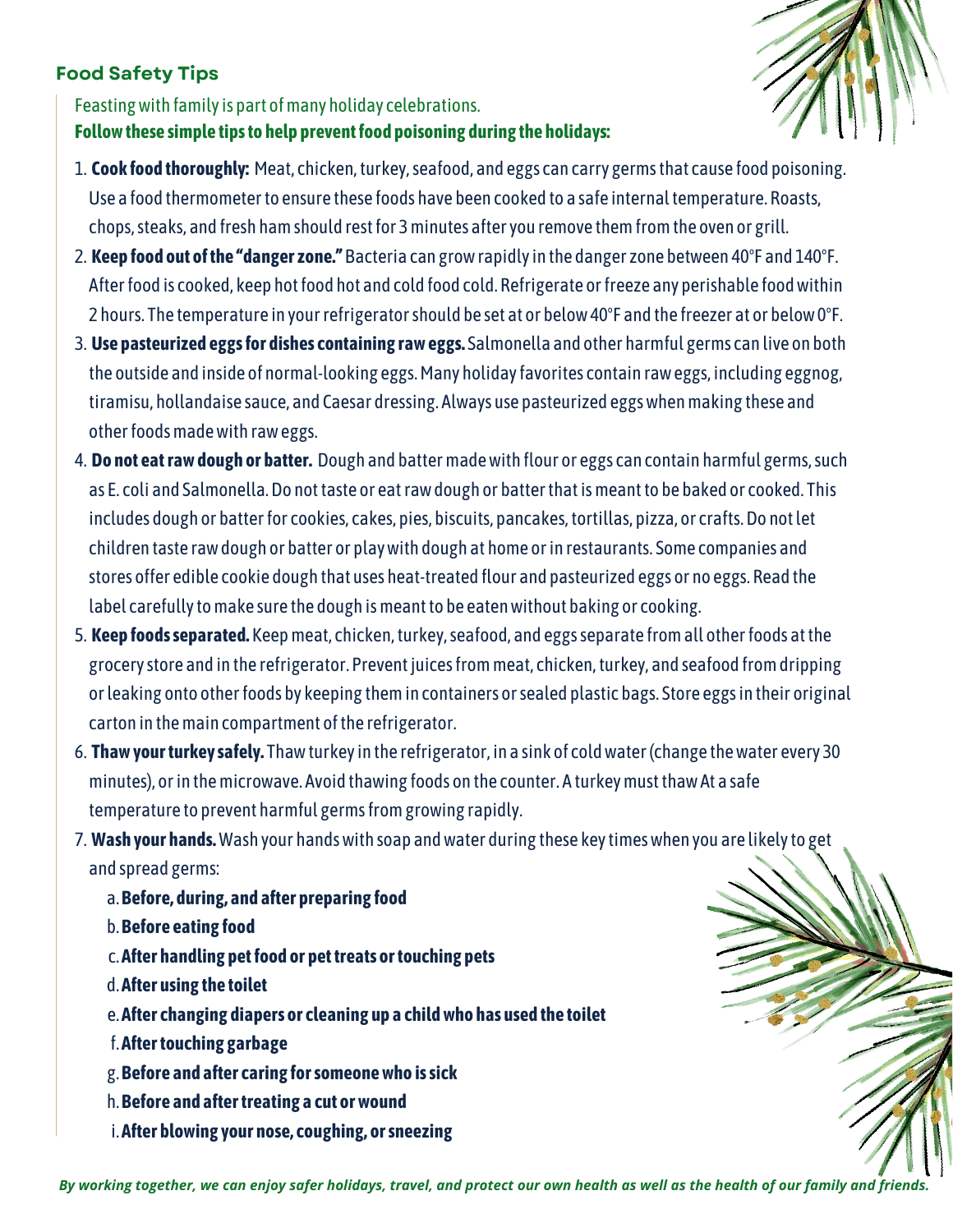## Food Safety Tips

Feasting with family is part of many holiday celebrations.
**Follow these simple tips to help prevent food poisoning during the holidays:**

1. **Cook food thoroughly:** Meat, chicken, turkey, seafood, and eggs can carry germs that cause food poisoning. Use a food thermometer to ensure these foods have been cooked to a safe internal temperature. Roasts, chops, steaks, and fresh ham should rest for 3 minutes after you remove them from the oven or grill.
2. **Keep food out of the "danger zone."** Bacteria can grow rapidly in the danger zone between 40°F and 140°F. After food is cooked, keep hot food hot and cold food cold. Refrigerate or freeze any perishable food within 2 hours. The temperature in your refrigerator should be set at or below 40°F and the freezer at or below 0°F.
3. **Use pasteurized eggs for dishes containing raw eggs.** Salmonella and other harmful germs can live on both the outside and inside of normal-looking eggs. Many holiday favorites contain raw eggs, including eggnog, tiramisu, hollandaise sauce, and Caesar dressing. Always use pasteurized eggs when making these and other foods made with raw eggs.
4. **Do not eat raw dough or batter.** Dough and batter made with flour or eggs can contain harmful germs, such as E. coli and Salmonella. Do not taste or eat raw dough or batter that is meant to be baked or cooked. This includes dough or batter for cookies, cakes, pies, biscuits, pancakes, tortillas, pizza, or crafts. Do not let children taste raw dough or batter or play with dough at home or in restaurants. Some companies and stores offer edible cookie dough that uses heat-treated flour and pasteurized eggs or no eggs. Read the label carefully to make sure the dough is meant to be eaten without baking or cooking.
5. **Keep foods separated.** Keep meat, chicken, turkey, seafood, and eggs separate from all other foods at the grocery store and in the refrigerator. Prevent juices from meat, chicken, turkey, and seafood from dripping or leaking onto other foods by keeping them in containers or sealed plastic bags. Store eggs in their original carton in the main compartment of the refrigerator.
6. **Thaw your turkey safely.** Thaw turkey in the refrigerator, in a sink of cold water (change the water every 30 minutes), or in the microwave. Avoid thawing foods on the counter. A turkey must thaw At a safe temperature to prevent harmful germs from growing rapidly.
7. **Wash your hands.** Wash your hands with soap and water during these key times when you are likely to get and spread germs:
   a. **Before, during, and after preparing food**
   b. **Before eating food**
   c. **After handling pet food or pet treats or touching pets**
   d. **After using the toilet**
   e. **After changing diapers or cleaning up a child who has used the toilet**
   f. **After touching garbage**
   g. **Before and after caring for someone who is sick**
   h. **Before and after treating a cut or wound**
   i. **After blowing your nose, coughing, or sneezing**

***By working together, we can enjoy safer holidays, travel, and protect our own health as well as the health of our family and friends.***